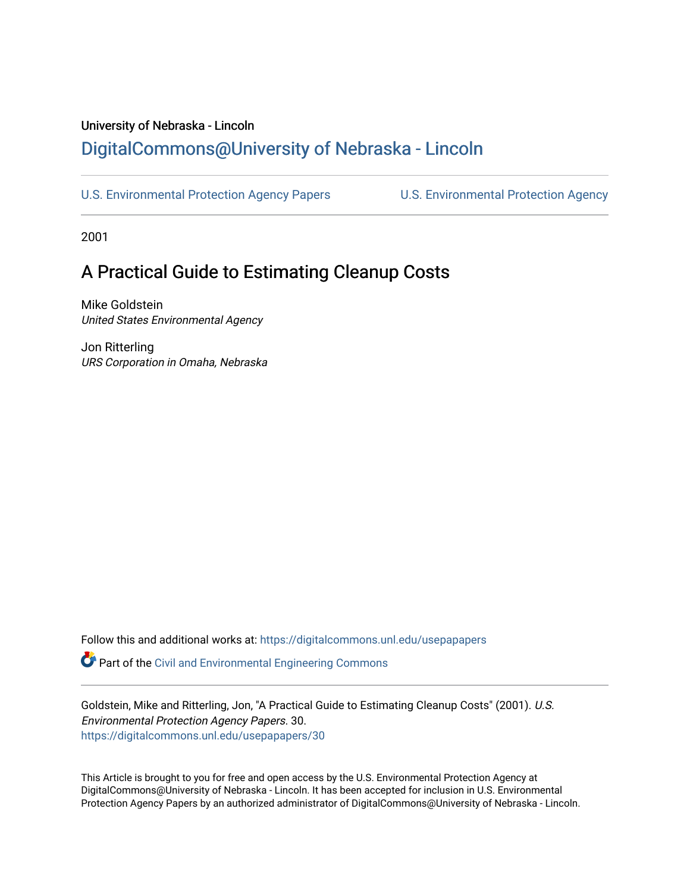University of Nebraska - Lincoln

## DigitalCommons@University of Nebraska - Lincoln

U.S. Environmental Protection Agency Papers

U.S. Environmental Protection Agency

2001

# A Practical Guide to Estimating Cleanup Costs

Mike Goldstein
*United States Environmental Agency*

Jon Ritterling
*URS Corporation in Omaha, Nebraska*

Follow this and additional works at: https://digitalcommons.unl.edu/usepapers

Part of the Civil and Environmental Engineering Commons

Goldstein, Mike and Ritterling, Jon, "A Practical Guide to Estimating Cleanup Costs" (2001). *U.S. Environmental Protection Agency Papers*. 30.
https://digitalcommons.unl.edu/usepapers/30

This Article is brought to you for free and open access by the U.S. Environmental Protection Agency at DigitalCommons@University of Nebraska - Lincoln. It has been accepted for inclusion in U.S. Environmental Protection Agency Papers by an authorized administrator of DigitalCommons@University of Nebraska - Lincoln.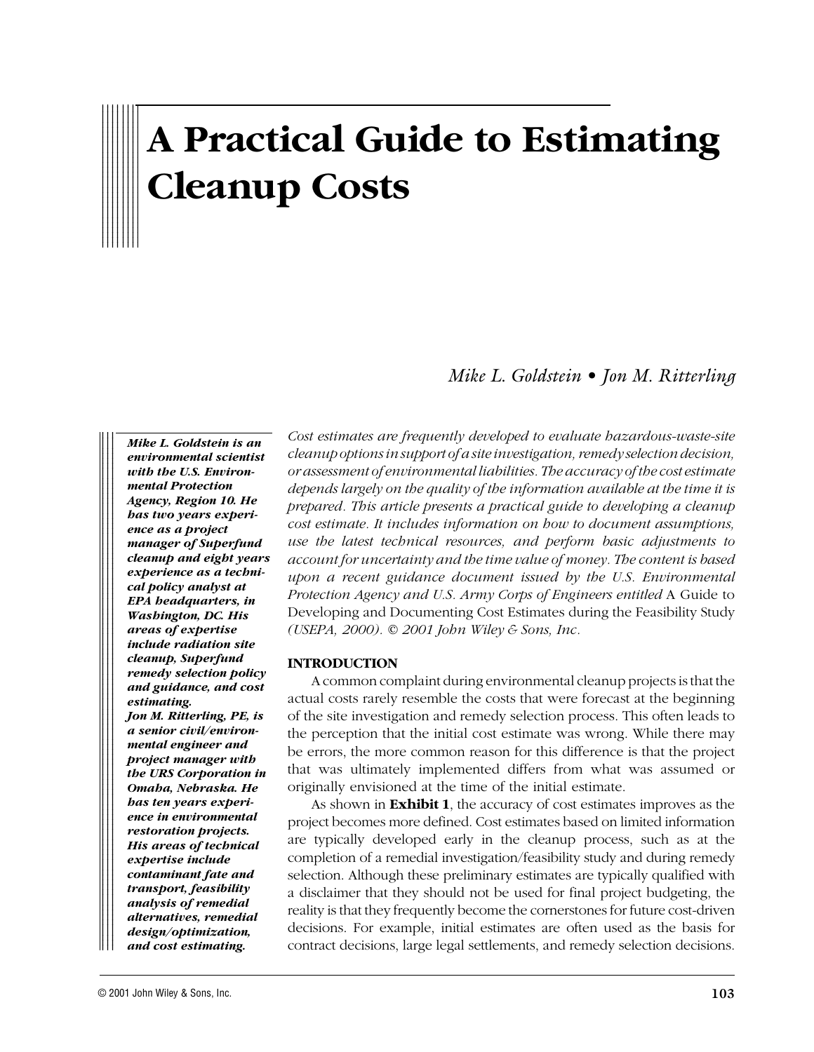# A Practical Guide to Estimating Cleanup Costs

*Mike L. Goldstein • Jon M. Ritterling*

***Mike L. Goldstein is an environmental scientist with the U.S. Environmental Protection Agency, Region 10. He has two years experience as a project manager of Superfund cleanup and eight years experience as a technical policy analyst at EPA headquarters, in Washington, DC. His areas of expertise include radiation site cleanup, Superfund remedy selection policy and guidance, and cost estimating.***

***Jon M. Ritterling, PE, is a senior civil/environmental engineer and project manager with the URS Corporation in Omaha, Nebraska. He has ten years experience in environmental restoration projects. His areas of technical expertise include contaminant fate and transport, feasibility analysis of remedial alternatives, remedial design/optimization, and cost estimating.***

*Cost estimates are frequently developed to evaluate hazardous-waste-site cleanup options in support of a site investigation, remedy selection decision, or assessment of environmental liabilities. The accuracy of the cost estimate depends largely on the quality of the information available at the time it is prepared. This article presents a practical guide to developing a cleanup cost estimate. It includes information on how to document assumptions, use the latest technical resources, and perform basic adjustments to account for uncertainty and the time value of money. The content is based upon a recent guidance document issued by the U.S. Environmental Protection Agency and U.S. Army Corps of Engineers entitled* A Guide to Developing and Documenting Cost Estimates during the Feasibility Study *(USEPA, 2000). © 2001 John Wiley & Sons, Inc.*

## INTRODUCTION

A common complaint during environmental cleanup projects is that the actual costs rarely resemble the costs that were forecast at the beginning of the site investigation and remedy selection process. This often leads to the perception that the initial cost estimate was wrong. While there may be errors, the more common reason for this difference is that the project that was ultimately implemented differs from what was assumed or originally envisioned at the time of the initial estimate.

As shown in **Exhibit 1**, the accuracy of cost estimates improves as the project becomes more defined. Cost estimates based on limited information are typically developed early in the cleanup process, such as at the completion of a remedial investigation/feasibility study and during remedy selection. Although these preliminary estimates are typically qualified with a disclaimer that they should not be used for final project budgeting, the reality is that they frequently become the cornerstones for future cost-driven decisions. For example, initial estimates are often used as the basis for contract decisions, large legal settlements, and remedy selection decisions.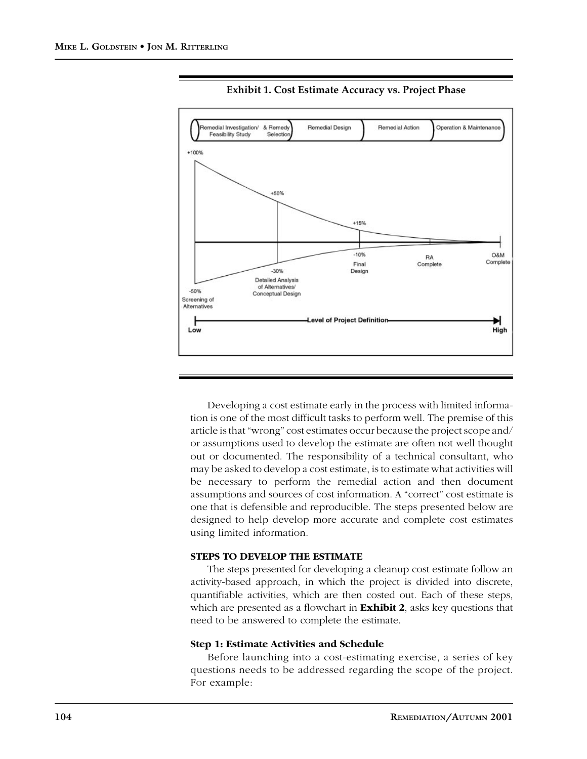**Exhibit 1. Cost Estimate Accuracy vs. Project Phase**

Developing a cost estimate early in the process with limited information is one of the most difficult tasks to perform well. The premise of this article is that "wrong" cost estimates occur because the project scope and/or assumptions used to develop the estimate are often not well thought out or documented. The responsibility of a technical consultant, who may be asked to develop a cost estimate, is to estimate what activities will be necessary to perform the remedial action and then document assumptions and sources of cost information. A "correct" cost estimate is one that is defensible and reproducible. The steps presented below are designed to help develop more accurate and complete cost estimates using limited information.

### STEPS TO DEVELOP THE ESTIMATE

The steps presented for developing a cleanup cost estimate follow an activity-based approach, in which the project is divided into discrete, quantifiable activities, which are then costed out. Each of these steps, which are presented as a flowchart in **Exhibit 2**, asks key questions that need to be answered to complete the estimate.

#### Step 1: Estimate Activities and Schedule

Before launching into a cost-estimating exercise, a series of key questions needs to be addressed regarding the scope of the project. For example: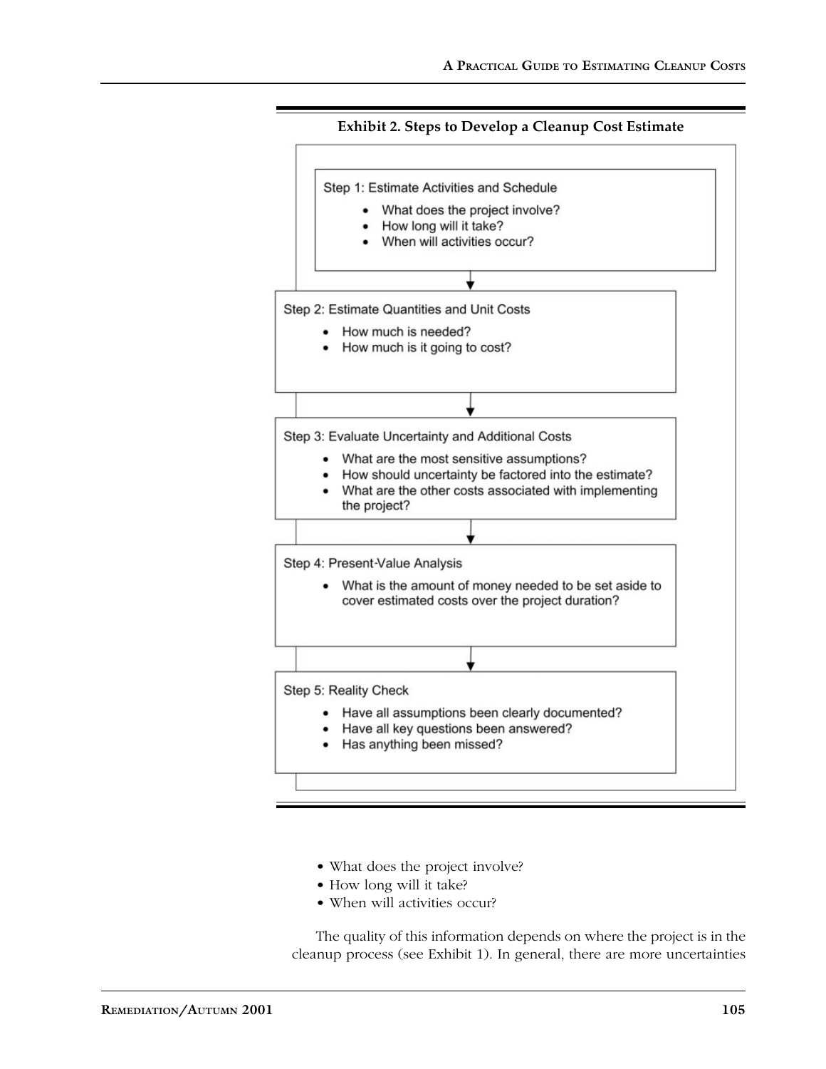**Exhibit 2. Steps to Develop a Cleanup Cost Estimate**

**Step 1: Estimate Activities and Schedule**
- What does the project involve?
- How long will it take?
- When will activities occur?

↓

**Step 2: Estimate Quantities and Unit Costs**
- How much is needed?
- How much is it going to cost?

↓

**Step 3: Evaluate Uncertainty and Additional Costs**
- What are the most sensitive assumptions?
- How should uncertainty be factored into the estimate?
- What are the other costs associated with implementing the project?

↓

**Step 4: Present-Value Analysis**
- What is the amount of money needed to be set aside to cover estimated costs over the project duration?

↓

**Step 5: Reality Check**
- Have all assumptions been clearly documented?
- Have all key questions been answered?
- Has anything been missed?

- What does the project involve?
- How long will it take?
- When will activities occur?

The quality of this information depends on where the project is in the cleanup process (see Exhibit 1). In general, there are more uncertainties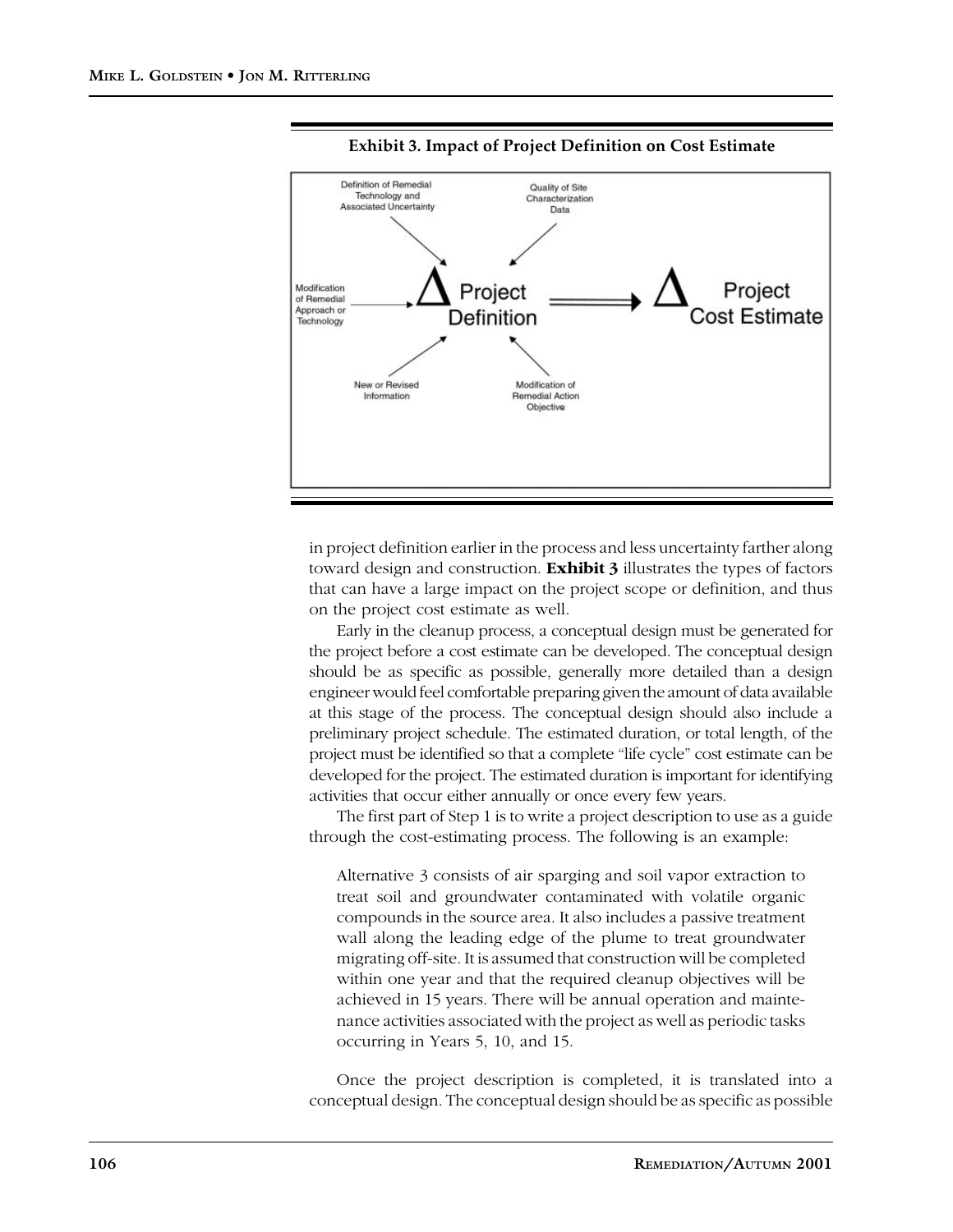**Exhibit 3. Impact of Project Definition on Cost Estimate**

in project definition earlier in the process and less uncertainty farther along toward design and construction. **Exhibit 3** illustrates the types of factors that can have a large impact on the project scope or definition, and thus on the project cost estimate as well.

Early in the cleanup process, a conceptual design must be generated for the project before a cost estimate can be developed. The conceptual design should be as specific as possible, generally more detailed than a design engineer would feel comfortable preparing given the amount of data available at this stage of the process. The conceptual design should also include a preliminary project schedule. The estimated duration, or total length, of the project must be identified so that a complete "life cycle" cost estimate can be developed for the project. The estimated duration is important for identifying activities that occur either annually or once every few years.

The first part of Step 1 is to write a project description to use as a guide through the cost-estimating process. The following is an example:

> Alternative 3 consists of air sparging and soil vapor extraction to treat soil and groundwater contaminated with volatile organic compounds in the source area. It also includes a passive treatment wall along the leading edge of the plume to treat groundwater migrating off-site. It is assumed that construction will be completed within one year and that the required cleanup objectives will be achieved in 15 years. There will be annual operation and maintenance activities associated with the project as well as periodic tasks occurring in Years 5, 10, and 15.

Once the project description is completed, it is translated into a conceptual design. The conceptual design should be as specific as possible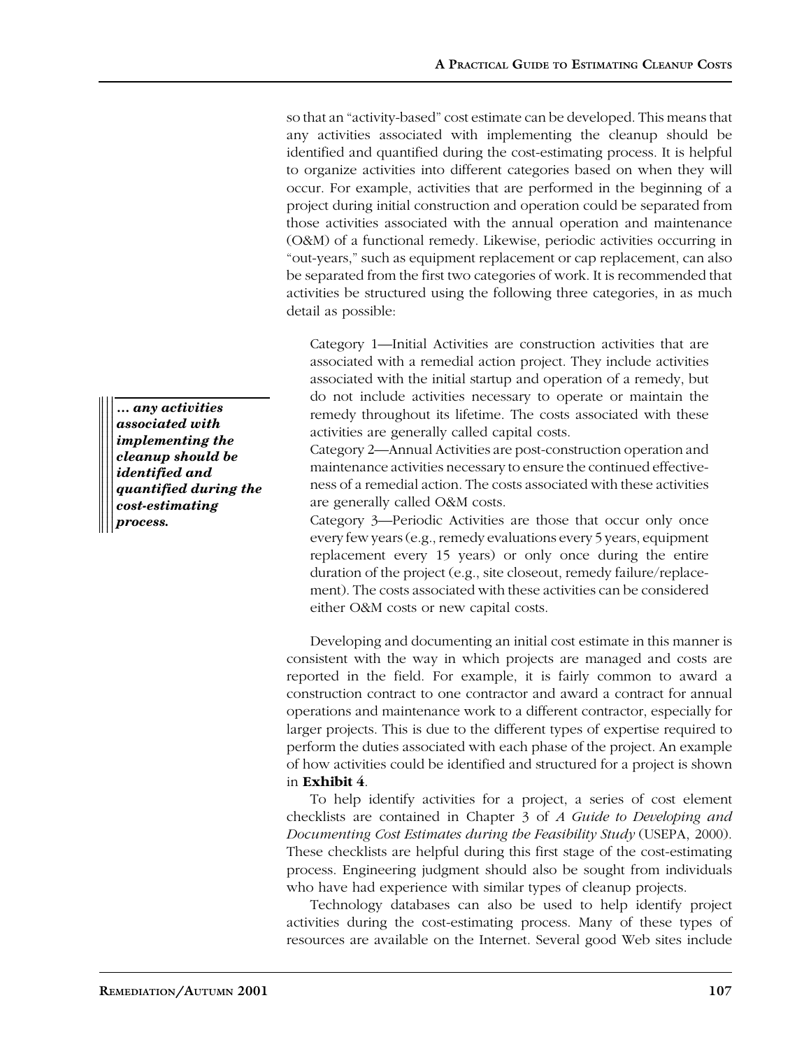so that an "activity-based" cost estimate can be developed. This means that any activities associated with implementing the cleanup should be identified and quantified during the cost-estimating process. It is helpful to organize activities into different categories based on when they will occur. For example, activities that are performed in the beginning of a project during initial construction and operation could be separated from those activities associated with the annual operation and maintenance (O&M) of a functional remedy. Likewise, periodic activities occurring in "out-years," such as equipment replacement or cap replacement, can also be separated from the first two categories of work. It is recommended that activities be structured using the following three categories, in as much detail as possible:

> Category 1—Initial Activities are construction activities that are associated with a remedial action project. They include activities associated with the initial startup and operation of a remedy, but do not include activities necessary to operate or maintain the remedy throughout its lifetime. The costs associated with these activities are generally called capital costs.
>
> Category 2—Annual Activities are post-construction operation and maintenance activities necessary to ensure the continued effectiveness of a remedial action. The costs associated with these activities are generally called O&M costs.
>
> Category 3—Periodic Activities are those that occur only once every few years (e.g., remedy evaluations every 5 years, equipment replacement every 15 years) or only once during the entire duration of the project (e.g., site closeout, remedy failure/replacement). The costs associated with these activities can be considered either O&M costs or new capital costs.

***... any activities associated with implementing the cleanup should be identified and quantified during the cost-estimating process.***

Developing and documenting an initial cost estimate in this manner is consistent with the way in which projects are managed and costs are reported in the field. For example, it is fairly common to award a construction contract to one contractor and award a contract for annual operations and maintenance work to a different contractor, especially for larger projects. This is due to the different types of expertise required to perform the duties associated with each phase of the project. An example of how activities could be identified and structured for a project is shown in **Exhibit 4**.

To help identify activities for a project, a series of cost element checklists are contained in Chapter 3 of *A Guide to Developing and Documenting Cost Estimates during the Feasibility Study* (USEPA, 2000). These checklists are helpful during this first stage of the cost-estimating process. Engineering judgment should also be sought from individuals who have had experience with similar types of cleanup projects.

Technology databases can also be used to help identify project activities during the cost-estimating process. Many of these types of resources are available on the Internet. Several good Web sites include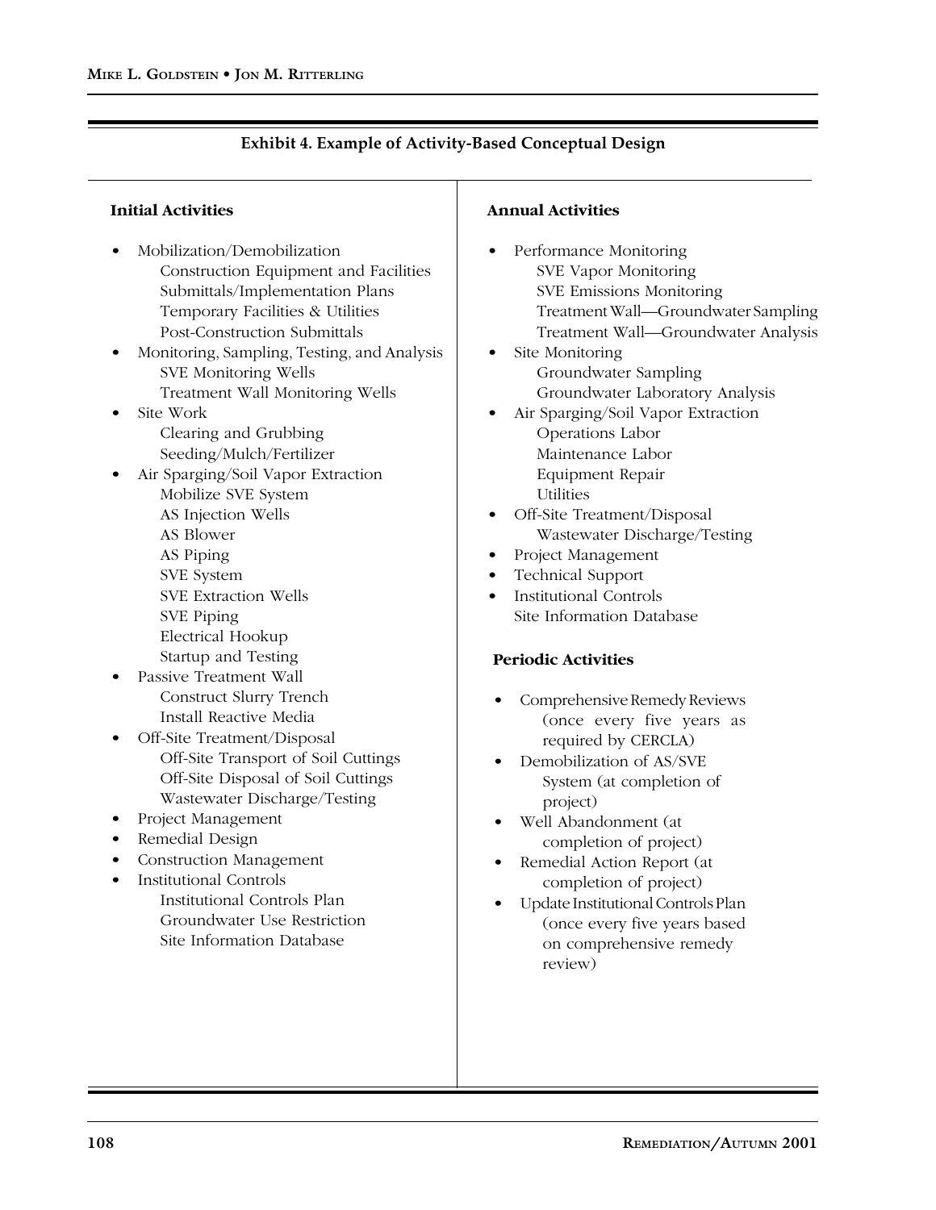**Exhibit 4. Example of Activity-Based Conceptual Design**

**Initial Activities**

- Mobilization/Demobilization
  - Construction Equipment and Facilities
  - Submittals/Implementation Plans
  - Temporary Facilities & Utilities
  - Post-Construction Submittals
- Monitoring, Sampling, Testing, and Analysis
  - SVE Monitoring Wells
  - Treatment Wall Monitoring Wells
- Site Work
  - Clearing and Grubbing
  - Seeding/Mulch/Fertilizer
- Air Sparging/Soil Vapor Extraction
  - Mobilize SVE System
  - AS Injection Wells
  - AS Blower
  - AS Piping
  - SVE System
  - SVE Extraction Wells
  - SVE Piping
  - Electrical Hookup
  - Startup and Testing
- Passive Treatment Wall
  - Construct Slurry Trench
  - Install Reactive Media
- Off-Site Treatment/Disposal
  - Off-Site Transport of Soil Cuttings
  - Off-Site Disposal of Soil Cuttings
  - Wastewater Discharge/Testing
- Project Management
- Remedial Design
- Construction Management
- Institutional Controls
  - Institutional Controls Plan
  - Groundwater Use Restriction
  - Site Information Database

**Annual Activities**

- Performance Monitoring
  - SVE Vapor Monitoring
  - SVE Emissions Monitoring
  - Treatment Wall—Groundwater Sampling
  - Treatment Wall—Groundwater Analysis
- Site Monitoring
  - Groundwater Sampling
  - Groundwater Laboratory Analysis
- Air Sparging/Soil Vapor Extraction
  - Operations Labor
  - Maintenance Labor
  - Equipment Repair
  - Utilities
- Off-Site Treatment/Disposal
  - Wastewater Discharge/Testing
- Project Management
- Technical Support
- Institutional Controls
  - Site Information Database

**Periodic Activities**

- Comprehensive Remedy Reviews (once every five years as required by CERCLA)
- Demobilization of AS/SVE System (at completion of project)
- Well Abandonment (at completion of project)
- Remedial Action Report (at completion of project)
- Update Institutional Controls Plan (once every five years based on comprehensive remedy review)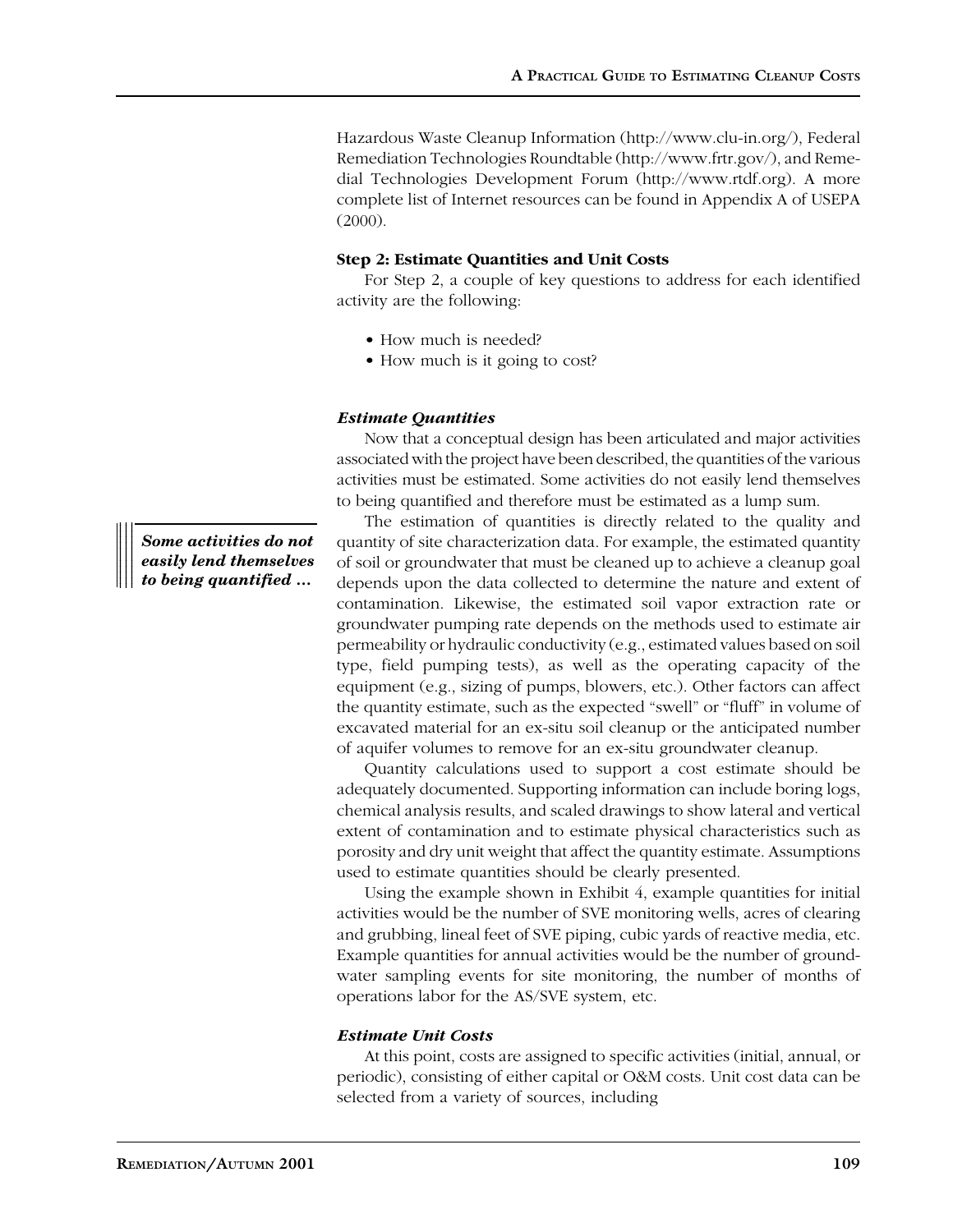Hazardous Waste Cleanup Information (http://www.clu-in.org/), Federal Remediation Technologies Roundtable (http://www.frtr.gov/), and Remedial Technologies Development Forum (http://www.rtdf.org). A more complete list of Internet resources can be found in Appendix A of USEPA (2000).

### Step 2: Estimate Quantities and Unit Costs

For Step 2, a couple of key questions to address for each identified activity are the following:

- How much is needed?
- How much is it going to cost?

#### *Estimate Quantities*

Now that a conceptual design has been articulated and major activities associated with the project have been described, the quantities of the various activities must be estimated. Some activities do not easily lend themselves to being quantified and therefore must be estimated as a lump sum.

***Some activities do not easily lend themselves to being quantified ...***

The estimation of quantities is directly related to the quality and quantity of site characterization data. For example, the estimated quantity of soil or groundwater that must be cleaned up to achieve a cleanup goal depends upon the data collected to determine the nature and extent of contamination. Likewise, the estimated soil vapor extraction rate or groundwater pumping rate depends on the methods used to estimate air permeability or hydraulic conductivity (e.g., estimated values based on soil type, field pumping tests), as well as the operating capacity of the equipment (e.g., sizing of pumps, blowers, etc.). Other factors can affect the quantity estimate, such as the expected "swell" or "fluff" in volume of excavated material for an ex-situ soil cleanup or the anticipated number of aquifer volumes to remove for an ex-situ groundwater cleanup.

Quantity calculations used to support a cost estimate should be adequately documented. Supporting information can include boring logs, chemical analysis results, and scaled drawings to show lateral and vertical extent of contamination and to estimate physical characteristics such as porosity and dry unit weight that affect the quantity estimate. Assumptions used to estimate quantities should be clearly presented.

Using the example shown in Exhibit 4, example quantities for initial activities would be the number of SVE monitoring wells, acres of clearing and grubbing, lineal feet of SVE piping, cubic yards of reactive media, etc. Example quantities for annual activities would be the number of groundwater sampling events for site monitoring, the number of months of operations labor for the AS/SVE system, etc.

#### *Estimate Unit Costs*

At this point, costs are assigned to specific activities (initial, annual, or periodic), consisting of either capital or O&M costs. Unit cost data can be selected from a variety of sources, including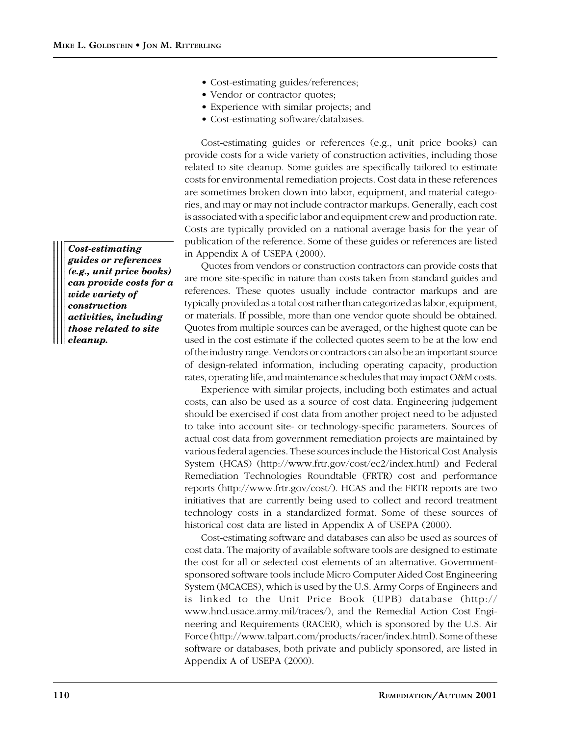- Cost-estimating guides/references;
- Vendor or contractor quotes;
- Experience with similar projects; and
- Cost-estimating software/databases.

Cost-estimating guides or references (e.g., unit price books) can provide costs for a wide variety of construction activities, including those related to site cleanup. Some guides are specifically tailored to estimate costs for environmental remediation projects. Cost data in these references are sometimes broken down into labor, equipment, and material categories, and may or may not include contractor markups. Generally, each cost is associated with a specific labor and equipment crew and production rate. Costs are typically provided on a national average basis for the year of publication of the reference. Some of these guides or references are listed in Appendix A of USEPA (2000).

***Cost-estimating guides or references (e.g., unit price books) can provide costs for a wide variety of construction activities, including those related to site cleanup.***

Quotes from vendors or construction contractors can provide costs that are more site-specific in nature than costs taken from standard guides and references. These quotes usually include contractor markups and are typically provided as a total cost rather than categorized as labor, equipment, or materials. If possible, more than one vendor quote should be obtained. Quotes from multiple sources can be averaged, or the highest quote can be used in the cost estimate if the collected quotes seem to be at the low end of the industry range. Vendors or contractors can also be an important source of design-related information, including operating capacity, production rates, operating life, and maintenance schedules that may impact O&M costs.

Experience with similar projects, including both estimates and actual costs, can also be used as a source of cost data. Engineering judgement should be exercised if cost data from another project need to be adjusted to take into account site- or technology-specific parameters. Sources of actual cost data from government remediation projects are maintained by various federal agencies. These sources include the Historical Cost Analysis System (HCAS) (http://www.frtr.gov/cost/ec2/index.html) and Federal Remediation Technologies Roundtable (FRTR) cost and performance reports (http://www.frtr.gov/cost/). HCAS and the FRTR reports are two initiatives that are currently being used to collect and record treatment technology costs in a standardized format. Some of these sources of historical cost data are listed in Appendix A of USEPA (2000).

Cost-estimating software and databases can also be used as sources of cost data. The majority of available software tools are designed to estimate the cost for all or selected cost elements of an alternative. Government-sponsored software tools include Micro Computer Aided Cost Engineering System (MCACES), which is used by the U.S. Army Corps of Engineers and is linked to the Unit Price Book (UPB) database (http://www.hnd.usace.army.mil/traces/), and the Remedial Action Cost Engineering and Requirements (RACER), which is sponsored by the U.S. Air Force (http://www.talpart.com/products/racer/index.html). Some of these software or databases, both private and publicly sponsored, are listed in Appendix A of USEPA (2000).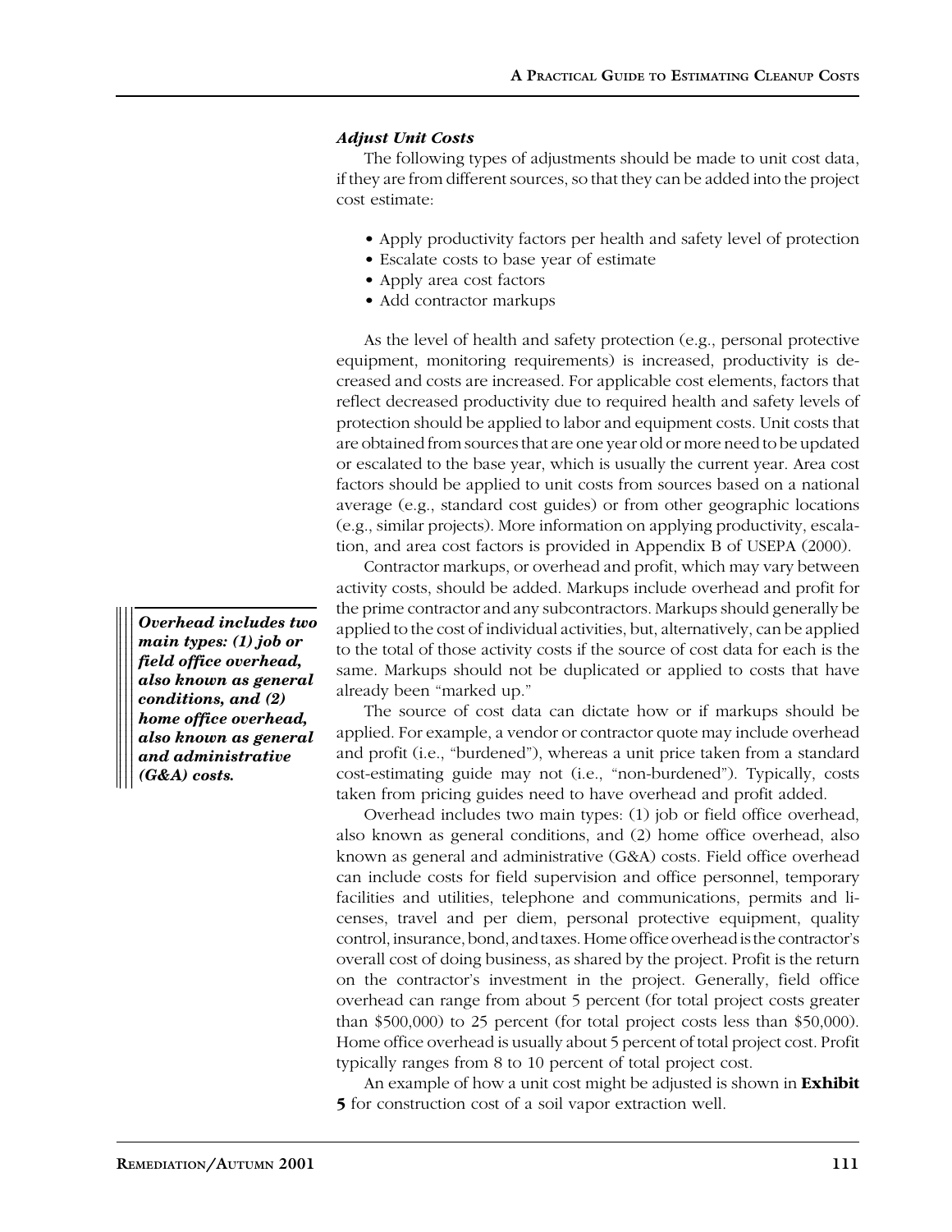### *Adjust Unit Costs*

The following types of adjustments should be made to unit cost data, if they are from different sources, so that they can be added into the project cost estimate:

- Apply productivity factors per health and safety level of protection
- Escalate costs to base year of estimate
- Apply area cost factors
- Add contractor markups

As the level of health and safety protection (e.g., personal protective equipment, monitoring requirements) is increased, productivity is decreased and costs are increased. For applicable cost elements, factors that reflect decreased productivity due to required health and safety levels of protection should be applied to labor and equipment costs. Unit costs that are obtained from sources that are one year old or more need to be updated or escalated to the base year, which is usually the current year. Area cost factors should be applied to unit costs from sources based on a national average (e.g., standard cost guides) or from other geographic locations (e.g., similar projects). More information on applying productivity, escalation, and area cost factors is provided in Appendix B of USEPA (2000).

Contractor markups, or overhead and profit, which may vary between activity costs, should be added. Markups include overhead and profit for the prime contractor and any subcontractors. Markups should generally be applied to the cost of individual activities, but, alternatively, can be applied to the total of those activity costs if the source of cost data for each is the same. Markups should not be duplicated or applied to costs that have already been "marked up."

***Overhead includes two main types: (1) job or field office overhead, also known as general conditions, and (2) home office overhead, also known as general and administrative (G&A) costs.***

The source of cost data can dictate how or if markups should be applied. For example, a vendor or contractor quote may include overhead and profit (i.e., "burdened"), whereas a unit price taken from a standard cost-estimating guide may not (i.e., "non-burdened"). Typically, costs taken from pricing guides need to have overhead and profit added.

Overhead includes two main types: (1) job or field office overhead, also known as general conditions, and (2) home office overhead, also known as general and administrative (G&A) costs. Field office overhead can include costs for field supervision and office personnel, temporary facilities and utilities, telephone and communications, permits and licenses, travel and per diem, personal protective equipment, quality control, insurance, bond, and taxes. Home office overhead is the contractor's overall cost of doing business, as shared by the project. Profit is the return on the contractor's investment in the project. Generally, field office overhead can range from about 5 percent (for total project costs greater than $500,000) to 25 percent (for total project costs less than $50,000). Home office overhead is usually about 5 percent of total project cost. Profit typically ranges from 8 to 10 percent of total project cost.

An example of how a unit cost might be adjusted is shown in **Exhibit 5** for construction cost of a soil vapor extraction well.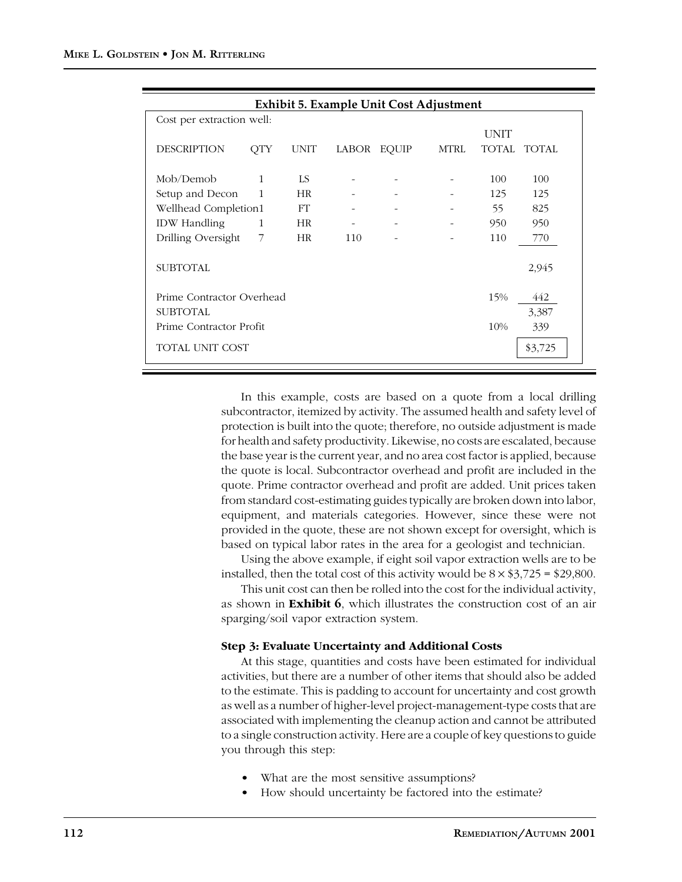**Exhibit 5. Example Unit Cost Adjustment**

Cost per extraction well:

| DESCRIPTION | QTY | UNIT | LABOR | EQUIP | MTRL | UNIT TOTAL | TOTAL |
|---|---|---|---|---|---|---|---|
| Mob/Demob | 1 | LS | - | - | - | 100 | 100 |
| Setup and Decon | 1 | HR | - | - | - | 125 | 125 |
| Wellhead Completion | 1 | FT | - | - | - | 55 | 825 |
| IDW Handling | 1 | HR | - | - | - | 950 | 950 |
| Drilling Oversight | 7 | HR | 110 | - | - | 110 | 770 |
| SUBTOTAL | | | | | | | 2,945 |
| Prime Contractor Overhead | | | | | | 15% | 442 |
| SUBTOTAL | | | | | | | 3,387 |
| Prime Contractor Profit | | | | | | 10% | 339 |
| TOTAL UNIT COST | | | | | | | $3,725 |

In this example, costs are based on a quote from a local drilling subcontractor, itemized by activity. The assumed health and safety level of protection is built into the quote; therefore, no outside adjustment is made for health and safety productivity. Likewise, no costs are escalated, because the base year is the current year, and no area cost factor is applied, because the quote is local. Subcontractor overhead and profit are included in the quote. Prime contractor overhead and profit are added. Unit prices taken from standard cost-estimating guides typically are broken down into labor, equipment, and materials categories. However, since these were not provided in the quote, these are not shown except for oversight, which is based on typical labor rates in the area for a geologist and technician.

Using the above example, if eight soil vapor extraction wells are to be installed, then the total cost of this activity would be $8 \times \$3,725 = \$29,800$.

This unit cost can then be rolled into the cost for the individual activity, as shown in **Exhibit 6**, which illustrates the construction cost of an air sparging/soil vapor extraction system.

### Step 3: Evaluate Uncertainty and Additional Costs

At this stage, quantities and costs have been estimated for individual activities, but there are a number of other items that should also be added to the estimate. This is padding to account for uncertainty and cost growth as well as a number of higher-level project-management-type costs that are associated with implementing the cleanup action and cannot be attributed to a single construction activity. Here are a couple of key questions to guide you through this step:

- What are the most sensitive assumptions?
- How should uncertainty be factored into the estimate?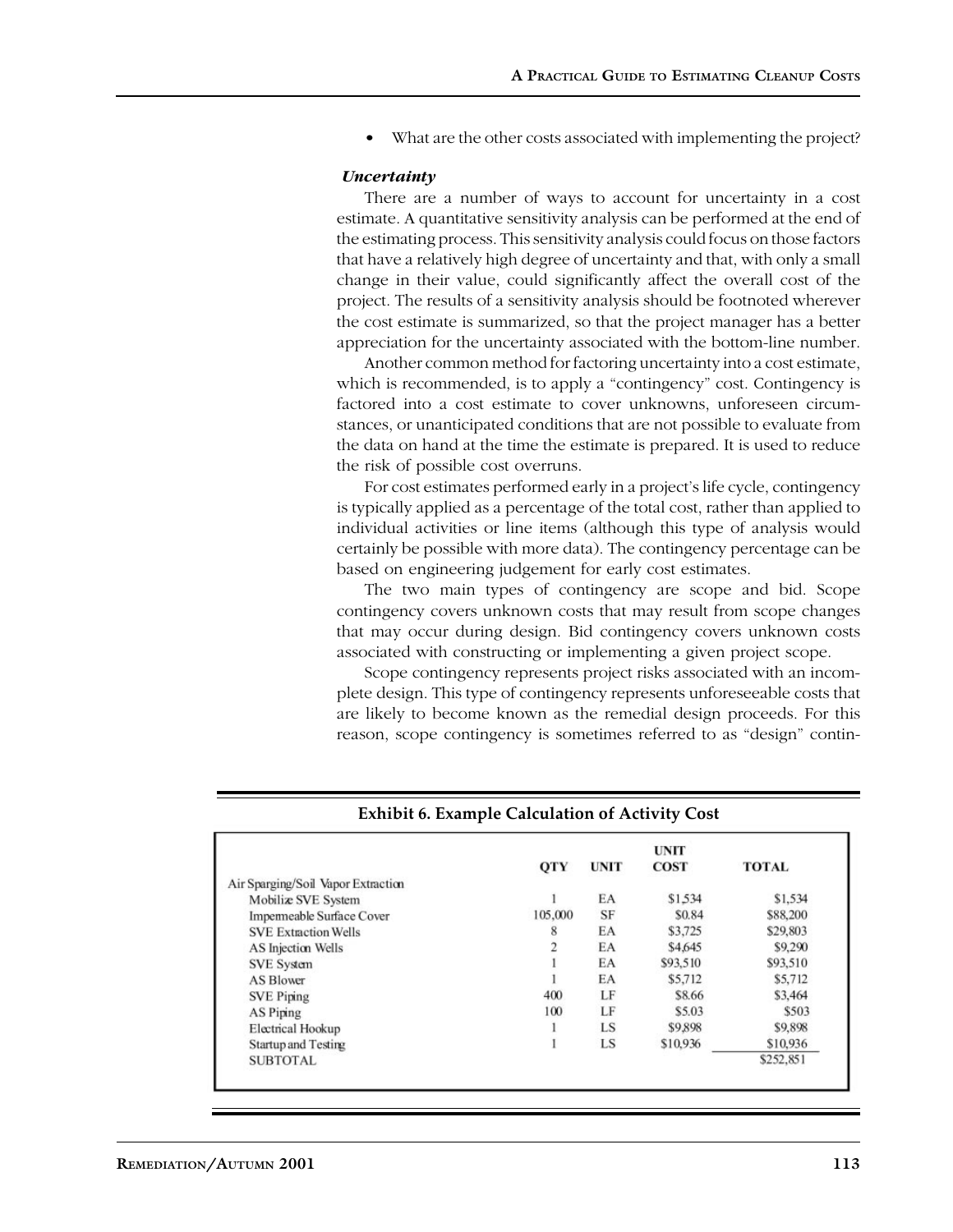- What are the other costs associated with implementing the project?

***Uncertainty***

There are a number of ways to account for uncertainty in a cost estimate. A quantitative sensitivity analysis can be performed at the end of the estimating process. This sensitivity analysis could focus on those factors that have a relatively high degree of uncertainty and that, with only a small change in their value, could significantly affect the overall cost of the project. The results of a sensitivity analysis should be footnoted wherever the cost estimate is summarized, so that the project manager has a better appreciation for the uncertainty associated with the bottom-line number.

Another common method for factoring uncertainty into a cost estimate, which is recommended, is to apply a "contingency" cost. Contingency is factored into a cost estimate to cover unknowns, unforeseen circumstances, or unanticipated conditions that are not possible to evaluate from the data on hand at the time the estimate is prepared. It is used to reduce the risk of possible cost overruns.

For cost estimates performed early in a project's life cycle, contingency is typically applied as a percentage of the total cost, rather than applied to individual activities or line items (although this type of analysis would certainly be possible with more data). The contingency percentage can be based on engineering judgement for early cost estimates.

The two main types of contingency are scope and bid. Scope contingency covers unknown costs that may result from scope changes that may occur during design. Bid contingency covers unknown costs associated with constructing or implementing a given project scope.

Scope contingency represents project risks associated with an incomplete design. This type of contingency represents unforeseeable costs that are likely to become known as the remedial design proceeds. For this reason, scope contingency is sometimes referred to as "design" contin-

**Exhibit 6. Example Calculation of Activity Cost**

| | QTY | UNIT | UNIT COST | TOTAL |
|---|---|---|---|---|
| Air Sparging/Soil Vapor Extraction | | | | |
| Mobilize SVE System | 1 | EA | $1,534 | $1,534 |
| Impermeable Surface Cover | 105,000 | SF | $0.84 | $88,200 |
| SVE Extraction Wells | 8 | EA | $3,725 | $29,803 |
| AS Injection Wells | 2 | EA | $4,645 | $9,290 |
| SVE System | 1 | EA | $93,510 | $93,510 |
| AS Blower | 1 | EA | $5,712 | $5,712 |
| SVE Piping | 400 | LF | $8.66 | $3,464 |
| AS Piping | 100 | LF | $5.03 | $503 |
| Electrical Hookup | 1 | LS | $9,898 | $9,898 |
| Startup and Testing | 1 | LS | $10,936 | $10,936 |
| SUBTOTAL | | | | $252,851 |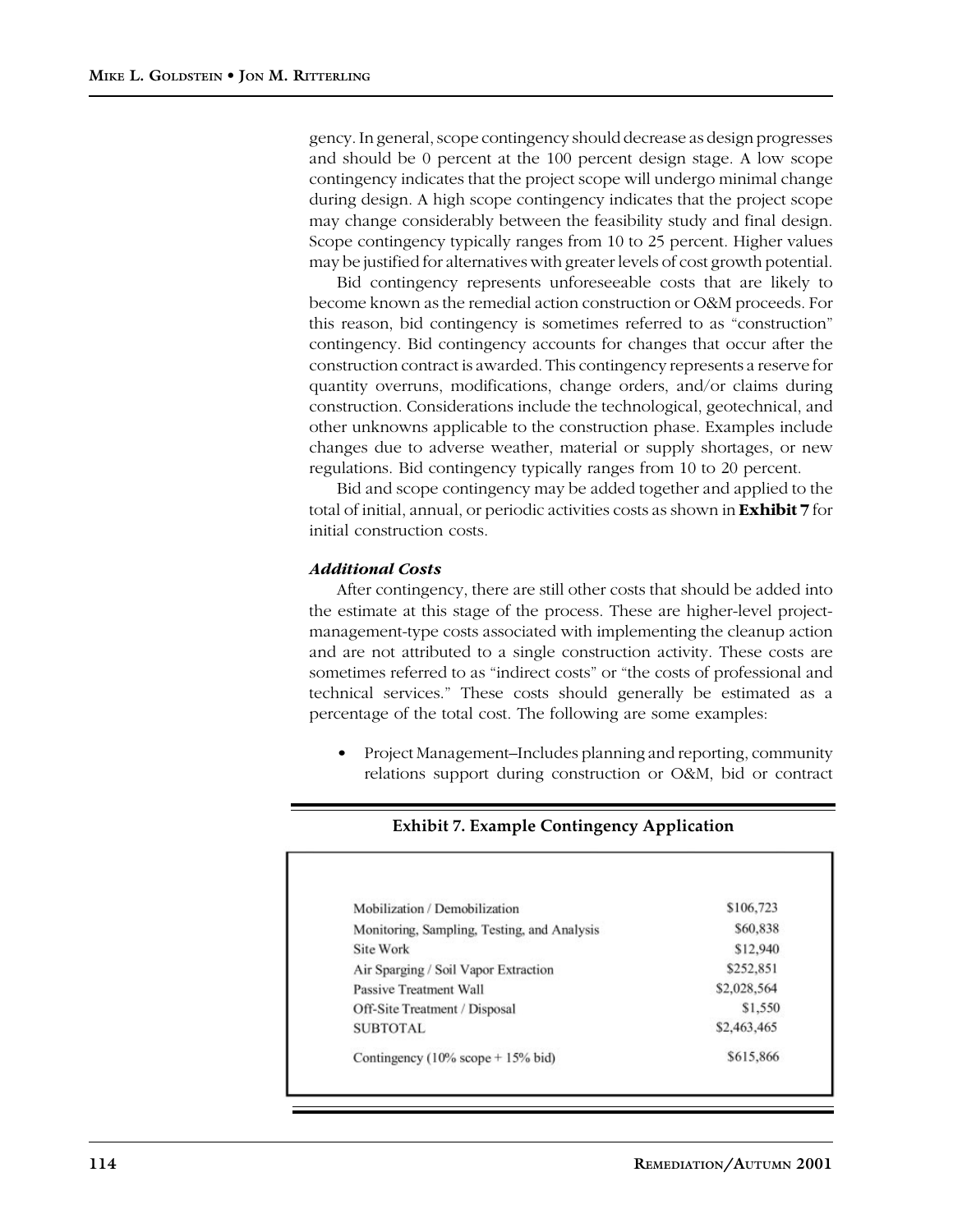gency. In general, scope contingency should decrease as design progresses and should be 0 percent at the 100 percent design stage. A low scope contingency indicates that the project scope will undergo minimal change during design. A high scope contingency indicates that the project scope may change considerably between the feasibility study and final design. Scope contingency typically ranges from 10 to 25 percent. Higher values may be justified for alternatives with greater levels of cost growth potential.

Bid contingency represents unforeseeable costs that are likely to become known as the remedial action construction or O&M proceeds. For this reason, bid contingency is sometimes referred to as "construction" contingency. Bid contingency accounts for changes that occur after the construction contract is awarded. This contingency represents a reserve for quantity overruns, modifications, change orders, and/or claims during construction. Considerations include the technological, geotechnical, and other unknowns applicable to the construction phase. Examples include changes due to adverse weather, material or supply shortages, or new regulations. Bid contingency typically ranges from 10 to 20 percent.

Bid and scope contingency may be added together and applied to the total of initial, annual, or periodic activities costs as shown in **Exhibit 7** for initial construction costs.

### *Additional Costs*

After contingency, there are still other costs that should be added into the estimate at this stage of the process. These are higher-level project-management-type costs associated with implementing the cleanup action and are not attributed to a single construction activity. These costs are sometimes referred to as "indirect costs" or "the costs of professional and technical services." These costs should generally be estimated as a percentage of the total cost. The following are some examples:

- Project Management–Includes planning and reporting, community relations support during construction or O&M, bid or contract

**Exhibit 7. Example Contingency Application**

| | |
|---|---|
| Mobilization / Demobilization | \$106,723 |
| Monitoring, Sampling, Testing, and Analysis | \$60,838 |
| Site Work | \$12,940 |
| Air Sparging / Soil Vapor Extraction | \$252,851 |
| Passive Treatment Wall | \$2,028,564 |
| Off-Site Treatment / Disposal | \$1,550 |
| SUBTOTAL | \$2,463,465 |
| Contingency (10% scope + 15% bid) | \$615,866 |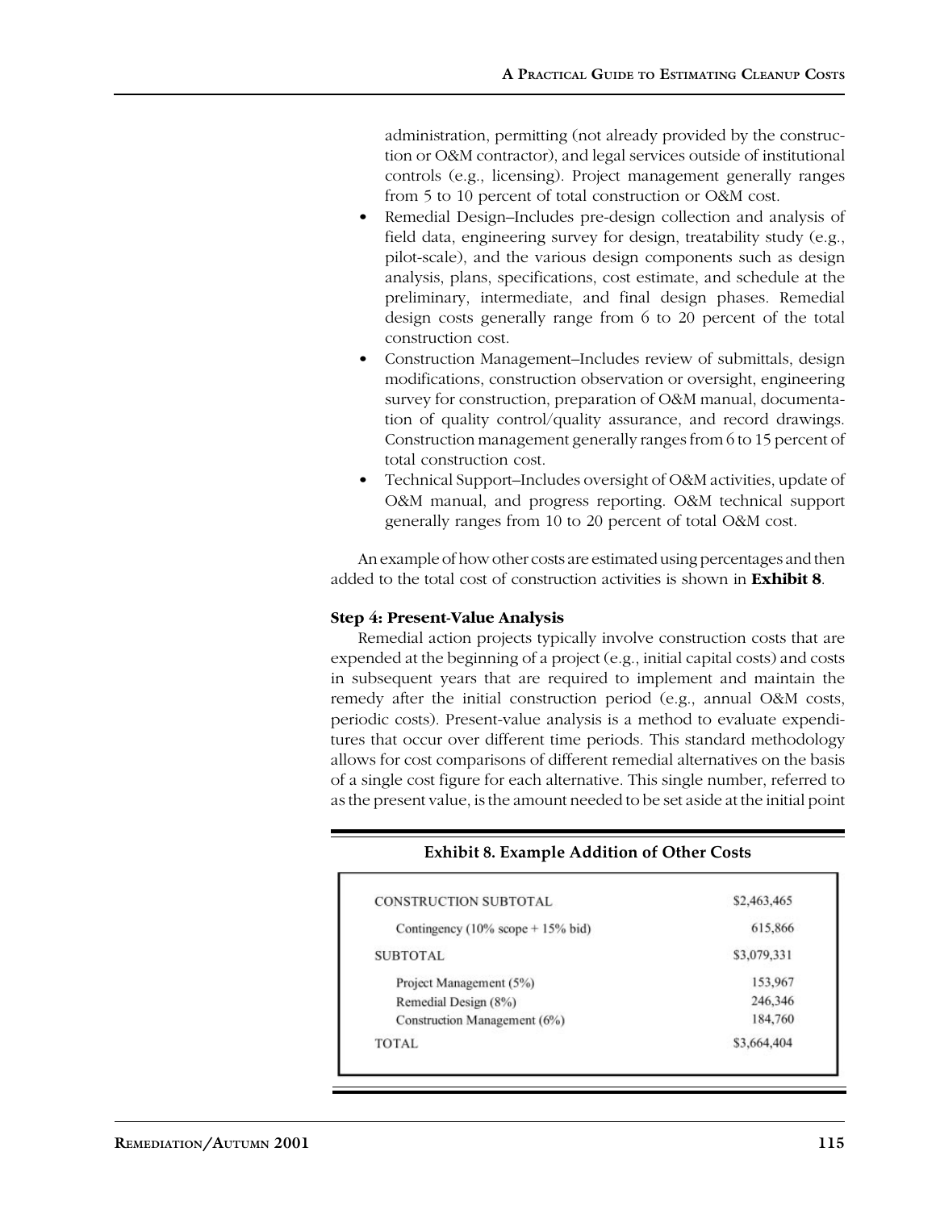administration, permitting (not already provided by the construction or O&M contractor), and legal services outside of institutional controls (e.g., licensing). Project management generally ranges from 5 to 10 percent of total construction or O&M cost.

- Remedial Design–Includes pre-design collection and analysis of field data, engineering survey for design, treatability study (e.g., pilot-scale), and the various design components such as design analysis, plans, specifications, cost estimate, and schedule at the preliminary, intermediate, and final design phases. Remedial design costs generally range from 6 to 20 percent of the total construction cost.
- Construction Management–Includes review of submittals, design modifications, construction observation or oversight, engineering survey for construction, preparation of O&M manual, documentation of quality control/quality assurance, and record drawings. Construction management generally ranges from 6 to 15 percent of total construction cost.
- Technical Support–Includes oversight of O&M activities, update of O&M manual, and progress reporting. O&M technical support generally ranges from 10 to 20 percent of total O&M cost.

An example of how other costs are estimated using percentages and then added to the total cost of construction activities is shown in **Exhibit 8**.

**Step 4: Present-Value Analysis**

Remedial action projects typically involve construction costs that are expended at the beginning of a project (e.g., initial capital costs) and costs in subsequent years that are required to implement and maintain the remedy after the initial construction period (e.g., annual O&M costs, periodic costs). Present-value analysis is a method to evaluate expenditures that occur over different time periods. This standard methodology allows for cost comparisons of different remedial alternatives on the basis of a single cost figure for each alternative. This single number, referred to as the present value, is the amount needed to be set aside at the initial point

**Exhibit 8. Example Addition of Other Costs**

| | |
|---|---|
| CONSTRUCTION SUBTOTAL | \$2,463,465 |
| Contingency (10% scope + 15% bid) | 615,866 |
| SUBTOTAL | \$3,079,331 |
| Project Management (5%) | 153,967 |
| Remedial Design (8%) | 246,346 |
| Construction Management (6%) | 184,760 |
| TOTAL | \$3,664,404 |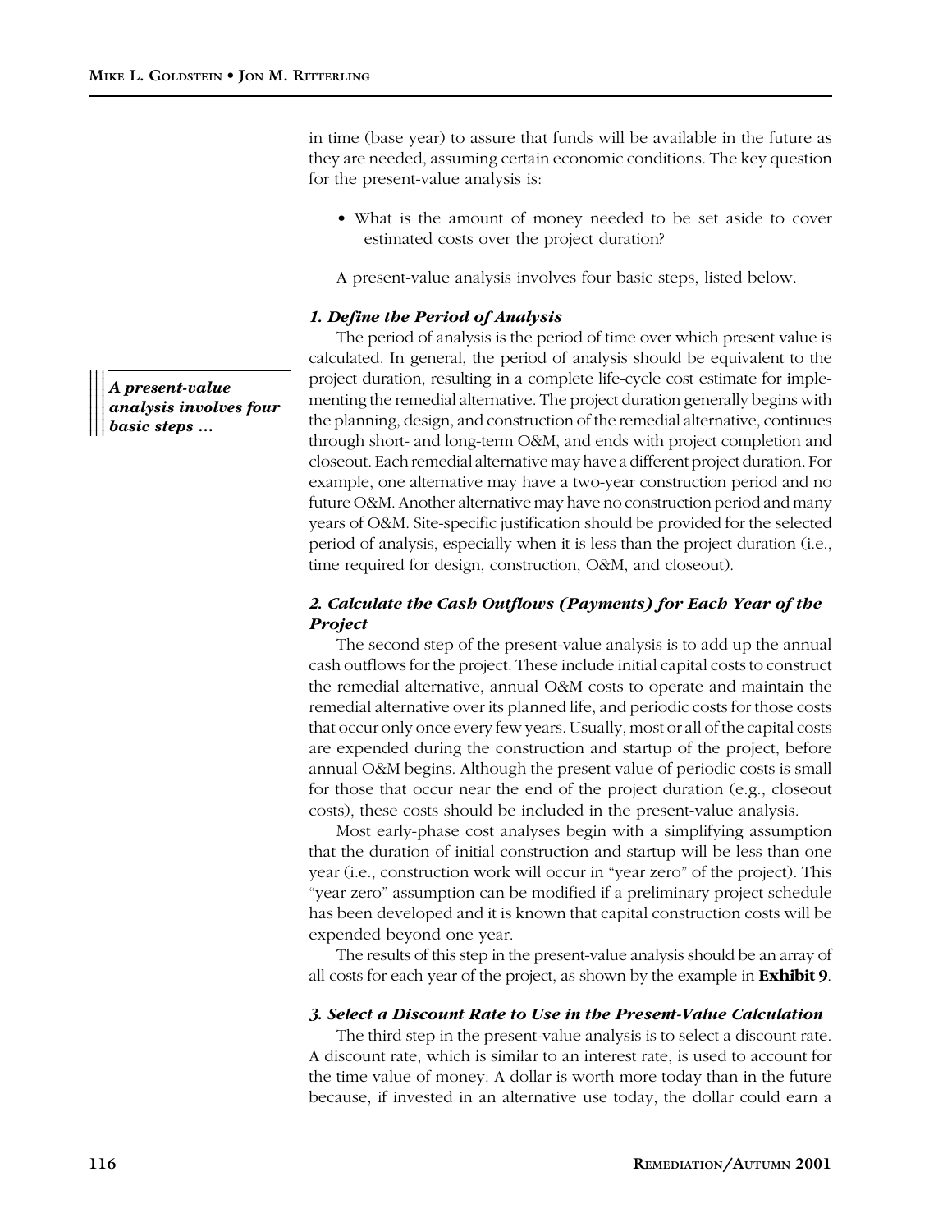in time (base year) to assure that funds will be available in the future as they are needed, assuming certain economic conditions. The key question for the present-value analysis is:

- What is the amount of money needed to be set aside to cover estimated costs over the project duration?

A present-value analysis involves four basic steps, listed below.

***A present-value analysis involves four basic steps ...***

### *1. Define the Period of Analysis*

The period of analysis is the period of time over which present value is calculated. In general, the period of analysis should be equivalent to the project duration, resulting in a complete life-cycle cost estimate for implementing the remedial alternative. The project duration generally begins with the planning, design, and construction of the remedial alternative, continues through short- and long-term O&M, and ends with project completion and closeout. Each remedial alternative may have a different project duration. For example, one alternative may have a two-year construction period and no future O&M. Another alternative may have no construction period and many years of O&M. Site-specific justification should be provided for the selected period of analysis, especially when it is less than the project duration (i.e., time required for design, construction, O&M, and closeout).

### *2. Calculate the Cash Outflows (Payments) for Each Year of the Project*

The second step of the present-value analysis is to add up the annual cash outflows for the project. These include initial capital costs to construct the remedial alternative, annual O&M costs to operate and maintain the remedial alternative over its planned life, and periodic costs for those costs that occur only once every few years. Usually, most or all of the capital costs are expended during the construction and startup of the project, before annual O&M begins. Although the present value of periodic costs is small for those that occur near the end of the project duration (e.g., closeout costs), these costs should be included in the present-value analysis.

Most early-phase cost analyses begin with a simplifying assumption that the duration of initial construction and startup will be less than one year (i.e., construction work will occur in "year zero" of the project). This "year zero" assumption can be modified if a preliminary project schedule has been developed and it is known that capital construction costs will be expended beyond one year.

The results of this step in the present-value analysis should be an array of all costs for each year of the project, as shown by the example in **Exhibit 9**.

### *3. Select a Discount Rate to Use in the Present-Value Calculation*

The third step in the present-value analysis is to select a discount rate. A discount rate, which is similar to an interest rate, is used to account for the time value of money. A dollar is worth more today than in the future because, if invested in an alternative use today, the dollar could earn a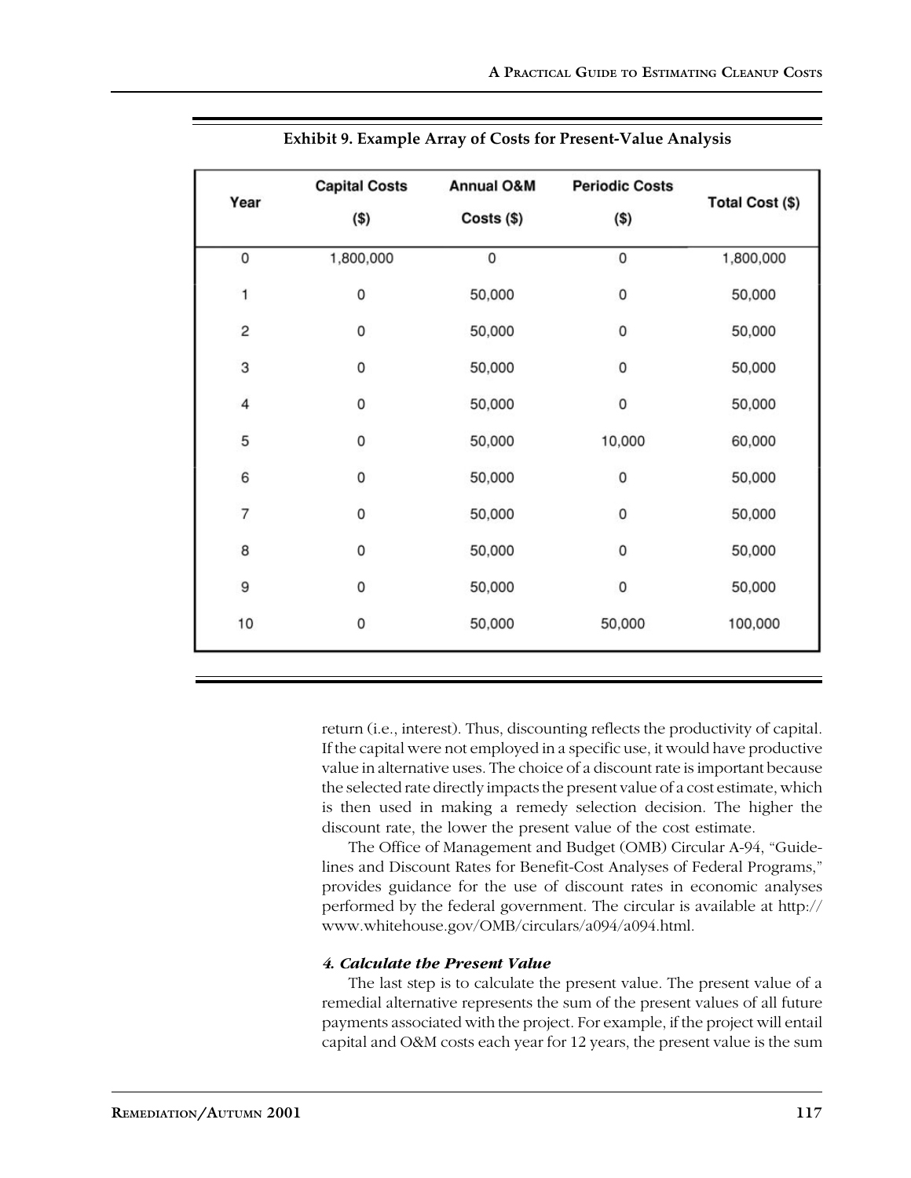**Exhibit 9. Example Array of Costs for Present-Value Analysis**

| Year | Capital Costs ($) | Annual O&M Costs ($) | Periodic Costs ($) | Total Cost ($) |
|---|---|---|---|---|
| 0 | 1,800,000 | 0 | 0 | 1,800,000 |
| 1 | 0 | 50,000 | 0 | 50,000 |
| 2 | 0 | 50,000 | 0 | 50,000 |
| 3 | 0 | 50,000 | 0 | 50,000 |
| 4 | 0 | 50,000 | 0 | 50,000 |
| 5 | 0 | 50,000 | 10,000 | 60,000 |
| 6 | 0 | 50,000 | 0 | 50,000 |
| 7 | 0 | 50,000 | 0 | 50,000 |
| 8 | 0 | 50,000 | 0 | 50,000 |
| 9 | 0 | 50,000 | 0 | 50,000 |
| 10 | 0 | 50,000 | 50,000 | 100,000 |

return (i.e., interest). Thus, discounting reflects the productivity of capital. If the capital were not employed in a specific use, it would have productive value in alternative uses. The choice of a discount rate is important because the selected rate directly impacts the present value of a cost estimate, which is then used in making a remedy selection decision. The higher the discount rate, the lower the present value of the cost estimate.

The Office of Management and Budget (OMB) Circular A-94, "Guidelines and Discount Rates for Benefit-Cost Analyses of Federal Programs," provides guidance for the use of discount rates in economic analyses performed by the federal government. The circular is available at http://www.whitehouse.gov/OMB/circulars/a094/a094.html.

#### *4. Calculate the Present Value*

The last step is to calculate the present value. The present value of a remedial alternative represents the sum of the present values of all future payments associated with the project. For example, if the project will entail capital and O&M costs each year for 12 years, the present value is the sum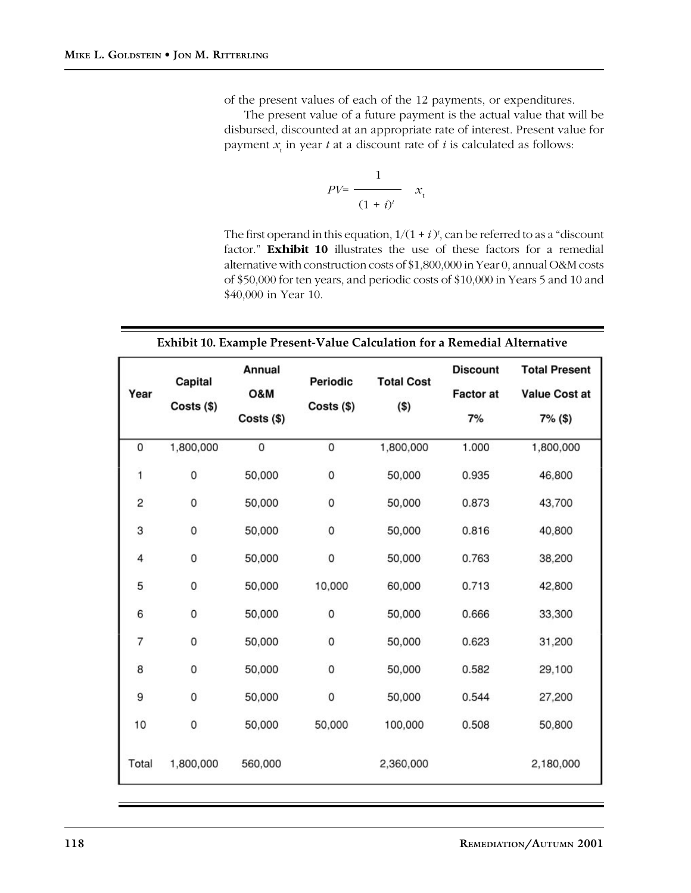of the present values of each of the 12 payments, or expenditures.

The present value of a future payment is the actual value that will be disbursed, discounted at an appropriate rate of interest. Present value for payment $x_t$ in year $t$ at a discount rate of $i$ is calculated as follows:

$$PV = \frac{1}{(1 + i)^t} \quad x_t$$

The first operand in this equation, $1/(1 + i)^t$, can be referred to as a "discount factor." **Exhibit 10** illustrates the use of these factors for a remedial alternative with construction costs of $1,800,000 in Year 0, annual O&M costs of $50,000 for ten years, and periodic costs of $10,000 in Years 5 and 10 and $40,000 in Year 10.

**Exhibit 10. Example Present-Value Calculation for a Remedial Alternative**

| Year | Capital Costs ($) | Annual O&M Costs ($) | Periodic Costs ($) | Total Cost ($) | Discount Factor at 7% | Total Present Value Cost at 7% ($) |
|---|---|---|---|---|---|---|
| 0 | 1,800,000 | 0 | 0 | 1,800,000 | 1.000 | 1,800,000 |
| 1 | 0 | 50,000 | 0 | 50,000 | 0.935 | 46,800 |
| 2 | 0 | 50,000 | 0 | 50,000 | 0.873 | 43,700 |
| 3 | 0 | 50,000 | 0 | 50,000 | 0.816 | 40,800 |
| 4 | 0 | 50,000 | 0 | 50,000 | 0.763 | 38,200 |
| 5 | 0 | 50,000 | 10,000 | 60,000 | 0.713 | 42,800 |
| 6 | 0 | 50,000 | 0 | 50,000 | 0.666 | 33,300 |
| 7 | 0 | 50,000 | 0 | 50,000 | 0.623 | 31,200 |
| 8 | 0 | 50,000 | 0 | 50,000 | 0.582 | 29,100 |
| 9 | 0 | 50,000 | 0 | 50,000 | 0.544 | 27,200 |
| 10 | 0 | 50,000 | 50,000 | 100,000 | 0.508 | 50,800 |
| Total | 1,800,000 | 560,000 | | 2,360,000 | | 2,180,000 |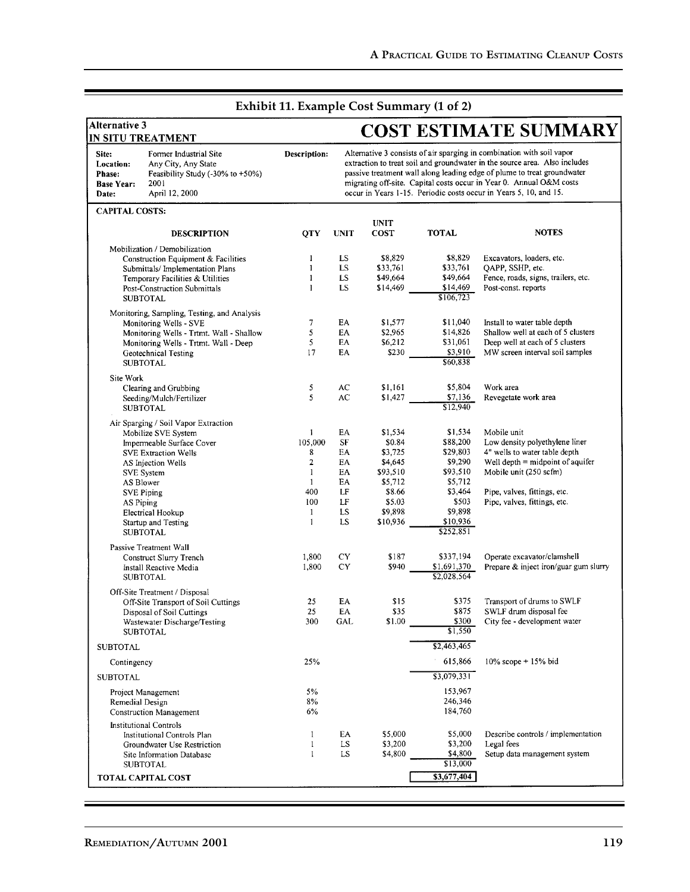## Exhibit 11. Example Cost Summary (1 of 2)

**Alternative 3**
**IN SITU TREATMENT**

# COST ESTIMATE SUMMARY

**Site:** Former Industrial Site
**Location:** Any City, Any State
**Phase:** Feasibility Study (-30% to +50%)
**Base Year:** 2001
**Date:** April 12, 2000

**Description:** Alternative 3 consists of air sparging in combination with soil vapor extraction to treat soil and groundwater in the source area. Also includes passive treatment wall along leading edge of plume to treat groundwater migrating off-site. Capital costs occur in Year 0. Annual O&M costs occur in Years 1-15. Periodic costs occur in Years 5, 10, and 15.

**CAPITAL COSTS:**

| DESCRIPTION | QTY | UNIT | UNIT COST | TOTAL | NOTES |
|---|---|---|---|---|---|
| Mobilization / Demobilization | | | | | |
| Construction Equipment & Facilities | 1 | LS | $8,829 | $8,829 | Excavators, loaders, etc. |
| Submittals/ Implementation Plans | 1 | LS | $33,761 | $33,761 | QAPP, SSHP, etc. |
| Temporary Facilities & Utilities | 1 | LS | $49,664 | $49,664 | Fence, roads, signs, trailers, etc. |
| Post-Construction Submittals | 1 | LS | $14,469 | $14,469 | Post-const. reports |
| SUBTOTAL | | | | $106,723 | |
| Monitoring, Sampling, Testing, and Analysis | | | | | |
| Monitoring Wells - SVE | 7 | EA | $1,577 | $11,040 | Install to water table depth |
| Monitoring Wells - Trtmt. Wall - Shallow | 5 | EA | $2,965 | $14,826 | Shallow well at each of 5 clusters |
| Monitoring Wells - Trtmt. Wall - Deep | 5 | EA | $6,212 | $31,061 | Deep well at each of 5 clusters |
| Geotechnical Testing | 17 | EA | $230 | $3,910 | MW screen interval soil samples |
| SUBTOTAL | | | | $60,838 | |
| Site Work | | | | | |
| Clearing and Grubbing | 5 | AC | $1,161 | $5,804 | Work area |
| Seeding/Mulch/Fertilizer | 5 | AC | $1,427 | $7,136 | Revegetate work area |
| SUBTOTAL | | | | $12,940 | |
| Air Sparging / Soil Vapor Extraction | | | | | |
| Mobilize SVE System | 1 | EA | $1,534 | $1,534 | Mobile unit |
| Impermeable Surface Cover | 105,000 | SF | $0.84 | $88,200 | Low density polyethylene liner |
| SVE Extraction Wells | 8 | EA | $3,725 | $29,803 | 4" wells to water table depth |
| AS Injection Wells | 2 | EA | $4,645 | $9,290 | Well depth = midpoint of aquifer |
| SVE System | 1 | EA | $93,510 | $93,510 | Mobile unit (250 scfm) |
| AS Blower | 1 | EA | $5,712 | $5,712 | |
| SVE Piping | 400 | LF | $8.66 | $3,464 | Pipe, valves, fittings, etc. |
| AS Piping | 100 | LF | $5.03 | $503 | Pipe, valves, fittings, etc. |
| Electrical Hookup | 1 | LS | $9,898 | $9,898 | |
| Startup and Testing | 1 | LS | $10,936 | $10,936 | |
| SUBTOTAL | | | | $252,851 | |
| Passive Treatment Wall | | | | | |
| Construct Slurry Trench | 1,800 | CY | $187 | $337,194 | Operate excavator/clamshell |
| Install Reactive Media | 1,800 | CY | $940 | $1,691,370 | Prepare & inject iron/guar gum slurry |
| SUBTOTAL | | | | $2,028,564 | |
| Off-Site Treatment / Disposal | | | | | |
| Off-Site Transport of Soil Cuttings | 25 | EA | $15 | $375 | Transport of drums to SWLF |
| Disposal of Soil Cuttings | 25 | EA | $35 | $875 | SWLF drum disposal fee |
| Wastewater Discharge/Testing | 300 | GAL | $1.00 | $300 | City fee - development water |
| SUBTOTAL | | | | $1,550 | |
| SUBTOTAL | | | | $2,463,465 | |
| Contingency | 25% | | | 615,866 | 10% scope + 15% bid |
| SUBTOTAL | | | | $3,079,331 | |
| Project Management | 5% | | | 153,967 | |
| Remedial Design | 8% | | | 246,346 | |
| Construction Management | 6% | | | 184,760 | |
| Institutional Controls | | | | | |
| Institutional Controls Plan | 1 | EA | $5,000 | $5,000 | Describe controls / implementation |
| Groundwater Use Restriction | 1 | LS | $3,200 | $3,200 | Legal fees |
| Site Information Database | 1 | LS | $4,800 | $4,800 | Setup data management system |
| SUBTOTAL | | | | $13,000 | |
| **TOTAL CAPITAL COST** | | | | **$3,677,404** | |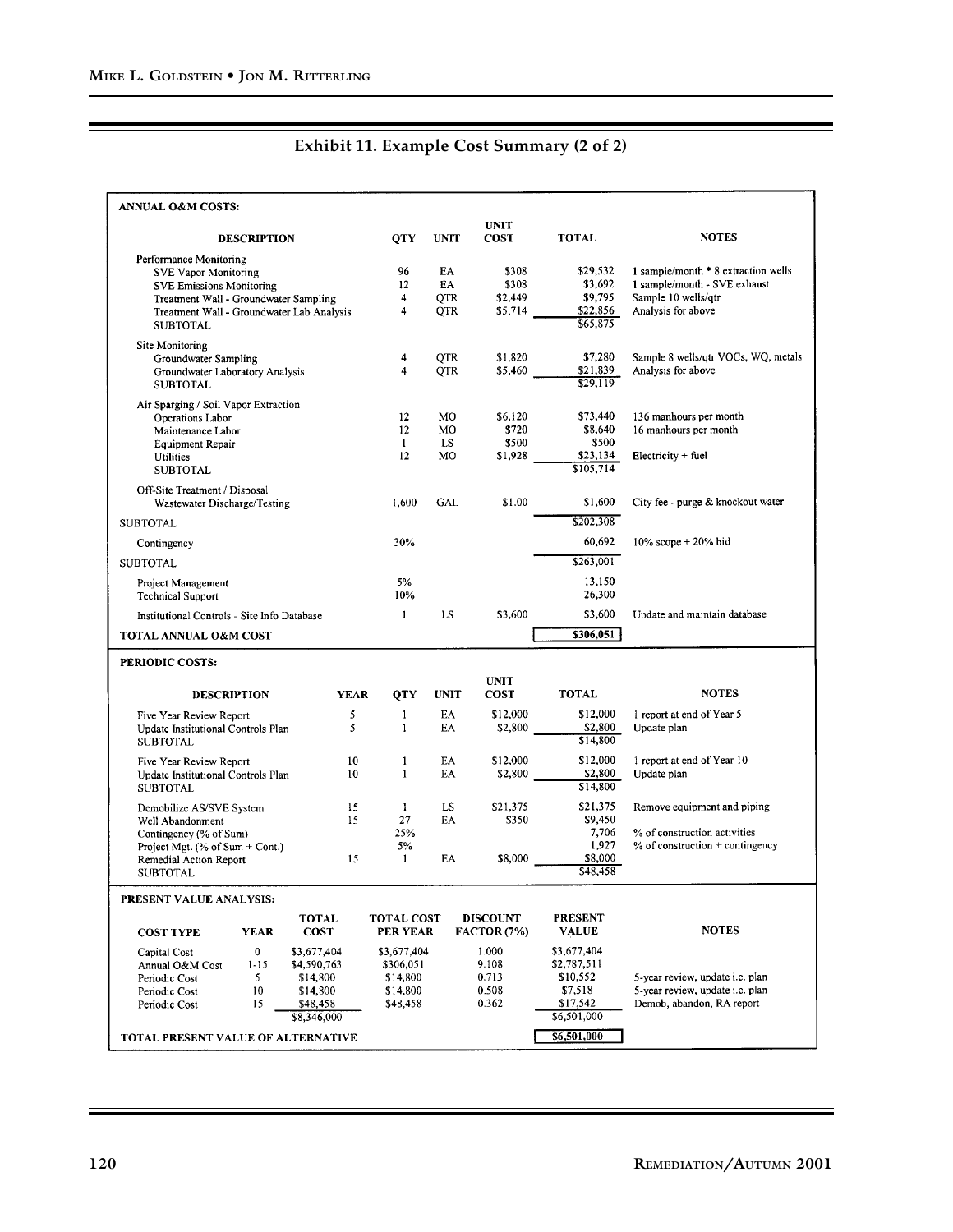## Exhibit 11. Example Cost Summary (2 of 2)

**ANNUAL O&M COSTS:**

| DESCRIPTION | QTY | UNIT | UNIT COST | TOTAL | NOTES |
|---|---|---|---|---|---|
| Performance Monitoring | | | | | |
| SVE Vapor Monitoring | 96 | EA | $308 | $29,532 | 1 sample/month * 8 extraction wells |
| SVE Emissions Monitoring | 12 | EA | $308 | $3,692 | 1 sample/month - SVE exhaust |
| Treatment Wall - Groundwater Sampling | 4 | QTR | $2,449 | $9,795 | Sample 10 wells/qtr |
| Treatment Wall - Groundwater Lab Analysis | 4 | QTR | $5,714 | $22,856 | Analysis for above |
| SUBTOTAL | | | | $65,875 | |
| Site Monitoring | | | | | |
| Groundwater Sampling | 4 | QTR | $1,820 | $7,280 | Sample 8 wells/qtr VOCs, WQ, metals |
| Groundwater Laboratory Analysis | 4 | QTR | $5,460 | $21,839 | Analysis for above |
| SUBTOTAL | | | | $29,119 | |
| Air Sparging / Soil Vapor Extraction | | | | | |
| Operations Labor | 12 | MO | $6,120 | $73,440 | 136 manhours per month |
| Maintenance Labor | 12 | MO | $720 | $8,640 | 16 manhours per month |
| Equipment Repair | 1 | LS | $500 | $500 | |
| Utilities | 12 | MO | $1,928 | $23,134 | Electricity + fuel |
| SUBTOTAL | | | | $105,714 | |
| Off-Site Treatment / Disposal | | | | | |
| Wastewater Discharge/Testing | 1,600 | GAL | $1.00 | $1,600 | City fee - purge & knockout water |
| SUBTOTAL | | | | $202,308 | |
| Contingency | 30% | | | 60,692 | 10% scope + 20% bid |
| SUBTOTAL | | | | $263,001 | |
| Project Management | 5% | | | 13,150 | |
| Technical Support | 10% | | | 26,300 | |
| Institutional Controls - Site Info Database | 1 | LS | $3,600 | $3,600 | Update and maintain database |
| **TOTAL ANNUAL O&M COST** | | | | **$306,051** | |

**PERIODIC COSTS:**

| DESCRIPTION | YEAR | QTY | UNIT | UNIT COST | TOTAL | NOTES |
|---|---|---|---|---|---|---|
| Five Year Review Report | 5 | 1 | EA | $12,000 | $12,000 | 1 report at end of Year 5 |
| Update Institutional Controls Plan | 5 | 1 | EA | $2,800 | $2,800 | Update plan |
| SUBTOTAL | | | | | $14,800 | |
| Five Year Review Report | 10 | 1 | EA | $12,000 | $12,000 | 1 report at end of Year 10 |
| Update Institutional Controls Plan | 10 | 1 | EA | $2,800 | $2,800 | Update plan |
| SUBTOTAL | | | | | $14,800 | |
| Demobilize AS/SVE System | 15 | 1 | LS | $21,375 | $21,375 | Remove equipment and piping |
| Well Abandonment | 15 | 27 | EA | $350 | $9,450 | |
| Contingency (% of Sum) | | 25% | | | 7,706 | % of construction activities |
| Project Mgt. (% of Sum + Cont.) | | 5% | | | 1,927 | % of construction + contingency |
| Remedial Action Report | 15 | 1 | EA | $8,000 | $8,000 | |
| SUBTOTAL | | | | | $48,458 | |

**PRESENT VALUE ANALYSIS:**

| COST TYPE | YEAR | TOTAL COST | TOTAL COST PER YEAR | DISCOUNT FACTOR (7%) | PRESENT VALUE | NOTES |
|---|---|---|---|---|---|---|
| Capital Cost | 0 | $3,677,404 | $3,677,404 | 1.000 | $3,677,404 | |
| Annual O&M Cost | 1-15 | $4,590,763 | $306,051 | 9.108 | $2,787,511 | |
| Periodic Cost | 5 | $14,800 | $14,800 | 0.713 | $10,552 | 5-year review, update i.c. plan |
| Periodic Cost | 10 | $14,800 | $14,800 | 0.508 | $7,518 | 5-year review, update i.c. plan |
| Periodic Cost | 15 | $48,458 | $48,458 | 0.362 | $17,542 | Demob, abandon, RA report |
| | | $8,346,000 | | | $6,501,000 | |
| **TOTAL PRESENT VALUE OF ALTERNATIVE** | | | | | **$6,501,000** | |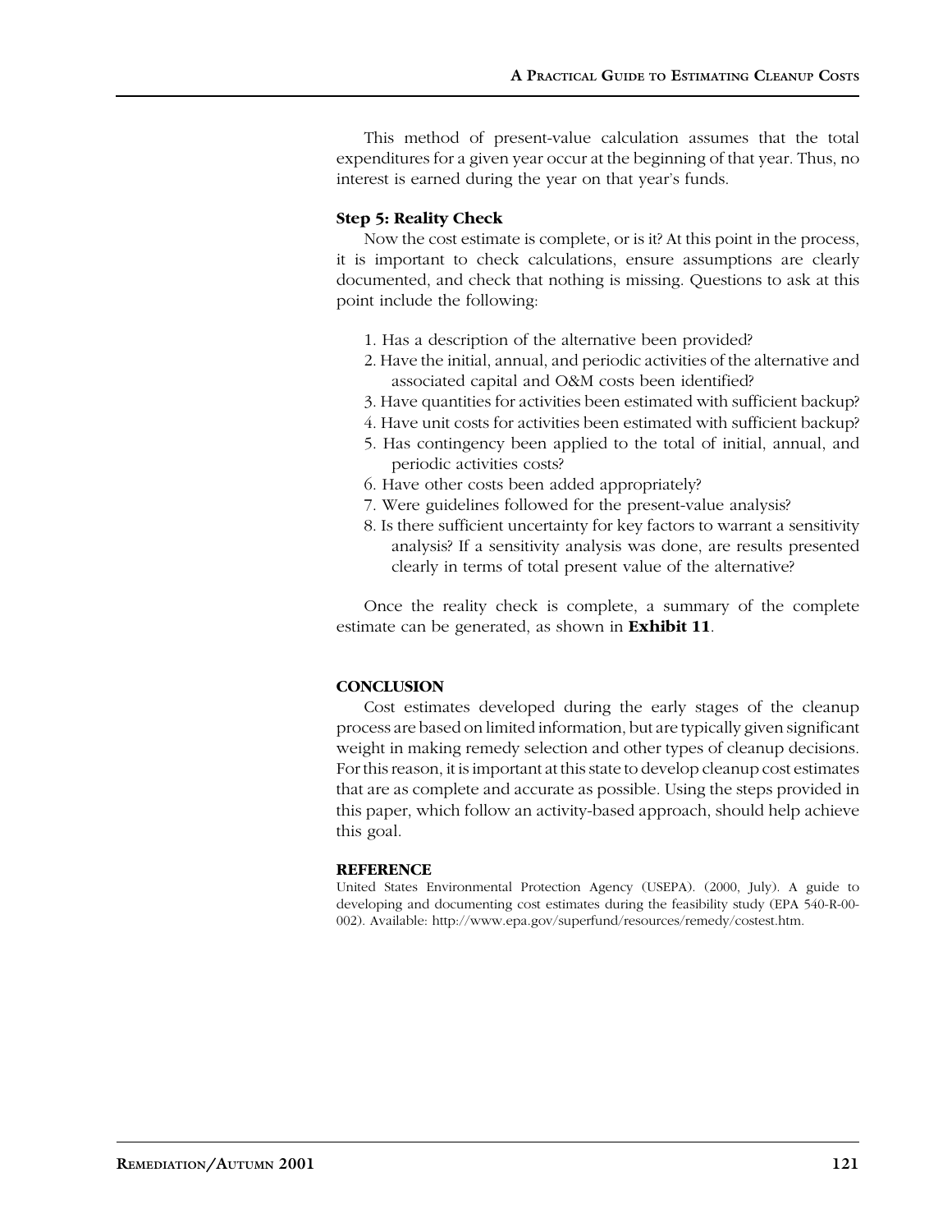This method of present-value calculation assumes that the total expenditures for a given year occur at the beginning of that year. Thus, no interest is earned during the year on that year's funds.

### Step 5: Reality Check

Now the cost estimate is complete, or is it? At this point in the process, it is important to check calculations, ensure assumptions are clearly documented, and check that nothing is missing. Questions to ask at this point include the following:

1. Has a description of the alternative been provided?
2. Have the initial, annual, and periodic activities of the alternative and associated capital and O&M costs been identified?
3. Have quantities for activities been estimated with sufficient backup?
4. Have unit costs for activities been estimated with sufficient backup?
5. Has contingency been applied to the total of initial, annual, and periodic activities costs?
6. Have other costs been added appropriately?
7. Were guidelines followed for the present-value analysis?
8. Is there sufficient uncertainty for key factors to warrant a sensitivity analysis? If a sensitivity analysis was done, are results presented clearly in terms of total present value of the alternative?

Once the reality check is complete, a summary of the complete estimate can be generated, as shown in **Exhibit 11**.

## CONCLUSION

Cost estimates developed during the early stages of the cleanup process are based on limited information, but are typically given significant weight in making remedy selection and other types of cleanup decisions. For this reason, it is important at this state to develop cleanup cost estimates that are as complete and accurate as possible. Using the steps provided in this paper, which follow an activity-based approach, should help achieve this goal.

## REFERENCE

United States Environmental Protection Agency (USEPA). (2000, July). A guide to developing and documenting cost estimates during the feasibility study (EPA 540-R-00-002). Available: http://www.epa.gov/superfund/resources/remedy/costest.htm.